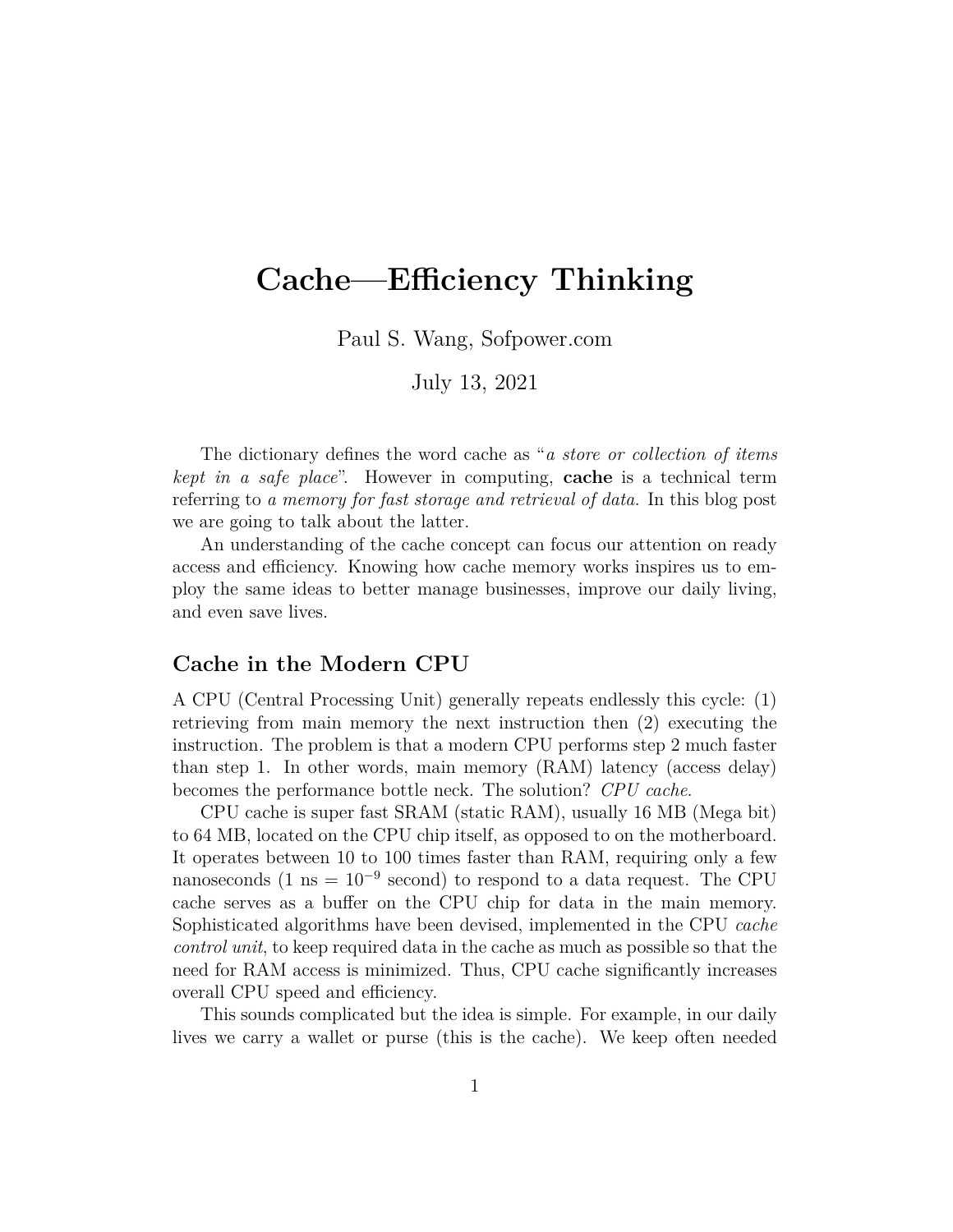// Minimal response — DO NOT use as-is (see output)
# Cache—Efficiency Thinking

Paul S. Wang, Sofpower.com

July 13, 2021

The dictionary defines the word cache as "*a store or collection of items kept in a safe place*". However in computing, **cache** is a technical term referring to *a memory for fast storage and retrieval of data*. In this blog post we are going to talk about the latter.

An understanding of the cache concept can focus our attention on ready access and efficiency. Knowing how cache memory works inspires us to employ the same ideas to better manage businesses, improve our daily living, and even save lives.

## Cache in the Modern CPU

A CPU (Central Processing Unit) generally repeats endlessly this cycle: (1) retrieving from main memory the next instruction then (2) executing the instruction. The problem is that a modern CPU performs step 2 much faster than step 1. In other words, main memory (RAM) latency (access delay) becomes the performance bottle neck. The solution? *CPU cache*.

CPU cache is super fast SRAM (static RAM), usually 16 MB (Mega bit) to 64 MB, located on the CPU chip itself, as opposed to on the motherboard. It operates between 10 to 100 times faster than RAM, requiring only a few nanoseconds (1 ns = $10^{-9}$ second) to respond to a data request. The CPU cache serves as a buffer on the CPU chip for data in the main memory. Sophisticated algorithms have been devised, implemented in the CPU *cache control unit*, to keep required data in the cache as much as possible so that the need for RAM access is minimized. Thus, CPU cache significantly increases overall CPU speed and efficiency.

This sounds complicated but the idea is simple. For example, in our daily lives we carry a wallet or purse (this is the cache). We keep often needed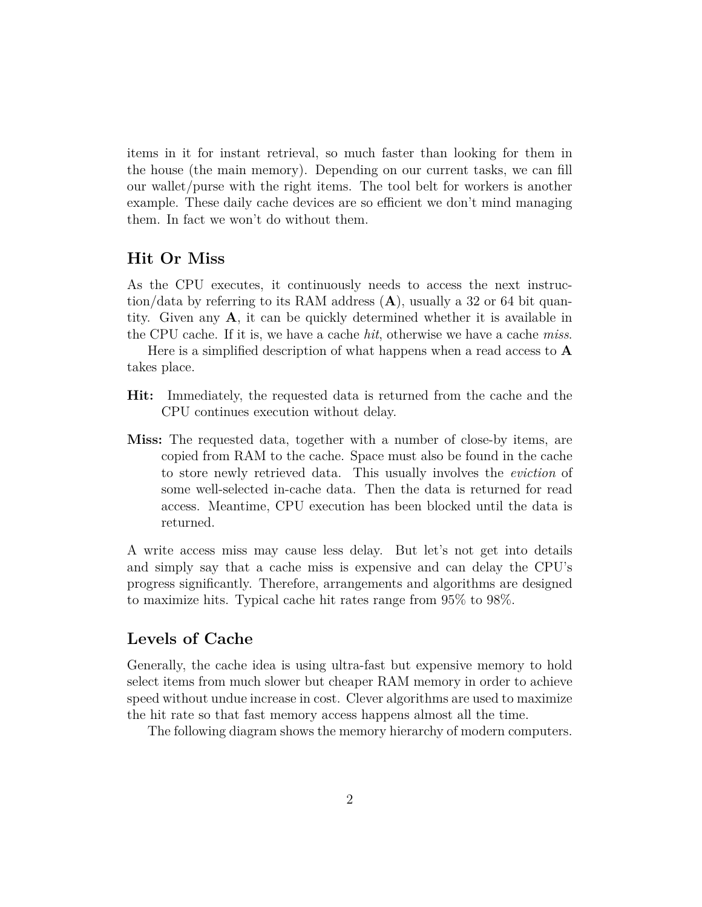items in it for instant retrieval, so much faster than looking for them in the house (the main memory). Depending on our current tasks, we can fill our wallet/purse with the right items. The tool belt for workers is another example. These daily cache devices are so efficient we don't mind managing them. In fact we won't do without them.

## Hit Or Miss

As the CPU executes, it continuously needs to access the next instruction/data by referring to its RAM address (**A**), usually a 32 or 64 bit quantity. Given any **A**, it can be quickly determined whether it is available in the CPU cache. If it is, we have a cache *hit*, otherwise we have a cache *miss*.

Here is a simplified description of what happens when a read access to **A** takes place.

**Hit:** Immediately, the requested data is returned from the cache and the CPU continues execution without delay.

**Miss:** The requested data, together with a number of close-by items, are copied from RAM to the cache. Space must also be found in the cache to store newly retrieved data. This usually involves the *eviction* of some well-selected in-cache data. Then the data is returned for read access. Meantime, CPU execution has been blocked until the data is returned.

A write access miss may cause less delay. But let's not get into details and simply say that a cache miss is expensive and can delay the CPU's progress significantly. Therefore, arrangements and algorithms are designed to maximize hits. Typical cache hit rates range from 95% to 98%.

## Levels of Cache

Generally, the cache idea is using ultra-fast but expensive memory to hold select items from much slower but cheaper RAM memory in order to achieve speed without undue increase in cost. Clever algorithms are used to maximize the hit rate so that fast memory access happens almost all the time.

The following diagram shows the memory hierarchy of modern computers.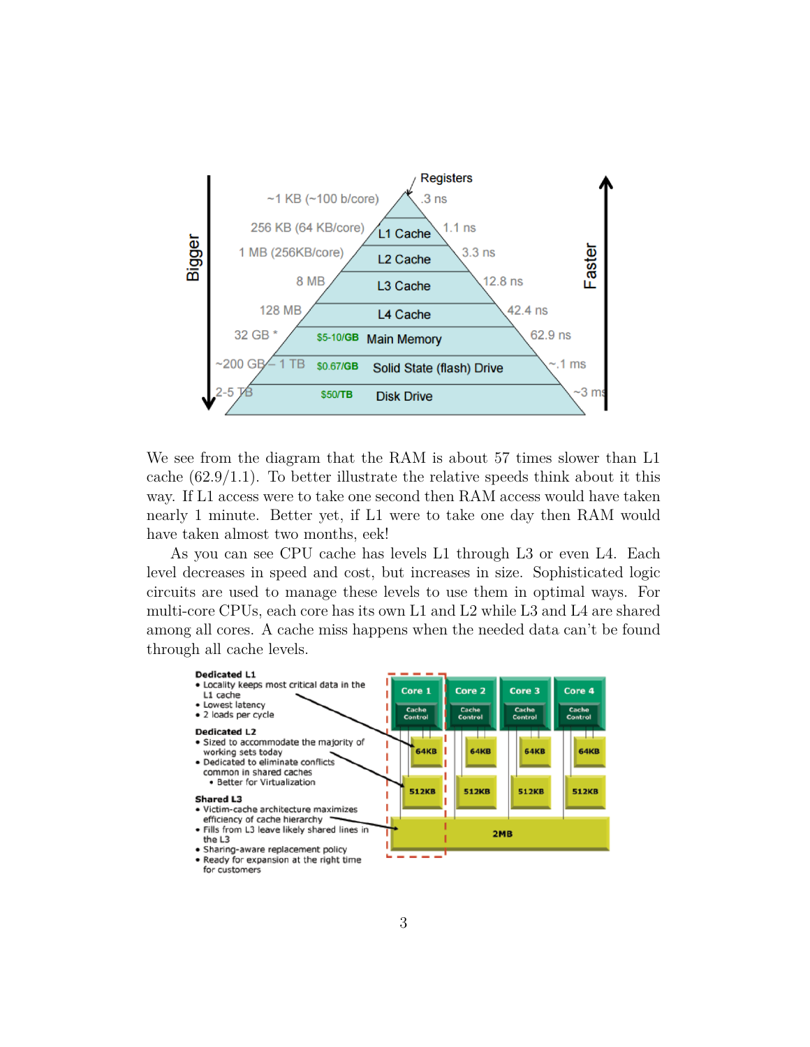We see from the diagram that the RAM is about 57 times slower than L1 cache (62.9/1.1). To better illustrate the relative speeds think about it this way. If L1 access were to take one second then RAM access would have taken nearly 1 minute. Better yet, if L1 were to take one day then RAM would have taken almost two months, eek!

As you can see CPU cache has levels L1 through L3 or even L4. Each level decreases in speed and cost, but increases in size. Sophisticated logic circuits are used to manage these levels to use them in optimal ways. For multi-core CPUs, each core has its own L1 and L2 while L3 and L4 are shared among all cores. A cache miss happens when the needed data can't be found through all cache levels.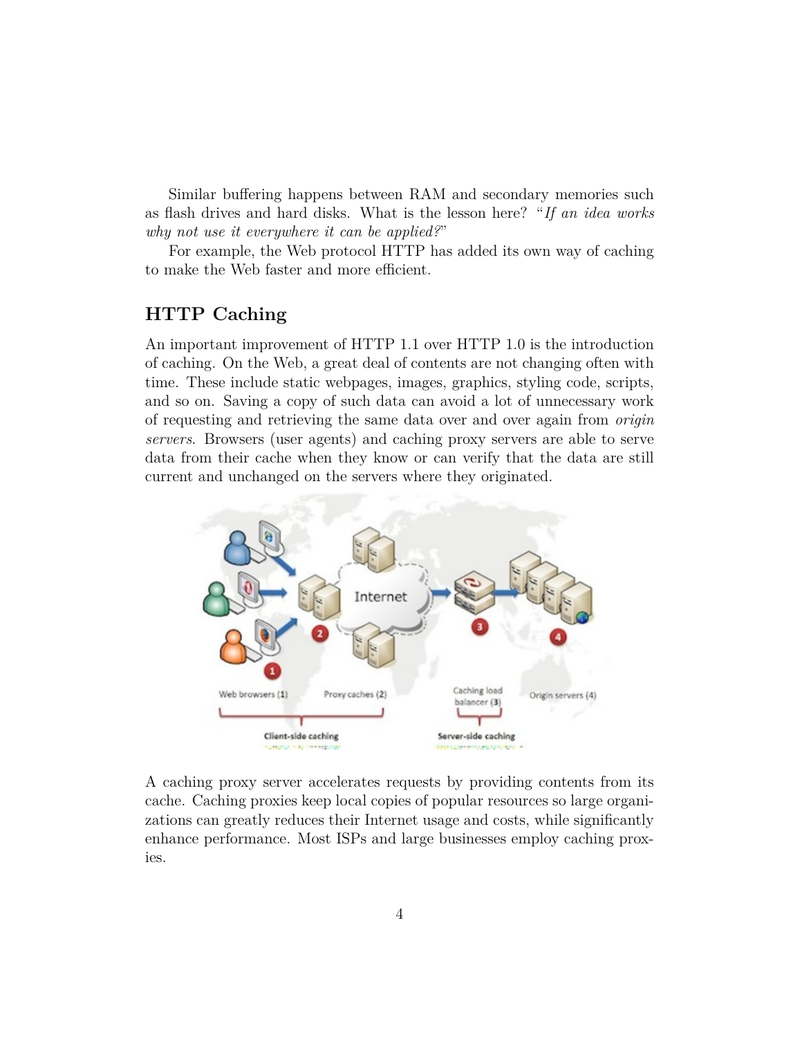Similar buffering happens between RAM and secondary memories such as flash drives and hard disks. What is the lesson here? "*If an idea works why not use it everywhere it can be applied?*"

For example, the Web protocol HTTP has added its own way of caching to make the Web faster and more efficient.

## HTTP Caching

An important improvement of HTTP 1.1 over HTTP 1.0 is the introduction of caching. On the Web, a great deal of contents are not changing often with time. These include static webpages, images, graphics, styling code, scripts, and so on. Saving a copy of such data can avoid a lot of unnecessary work of requesting and retrieving the same data over and over again from *origin servers*. Browsers (user agents) and caching proxy servers are able to serve data from their cache when they know or can verify that the data are still current and unchanged on the servers where they originated.

A caching proxy server accelerates requests by providing contents from its cache. Caching proxies keep local copies of popular resources so large organizations can greatly reduces their Internet usage and costs, while significantly enhance performance. Most ISPs and large businesses employ caching proxies.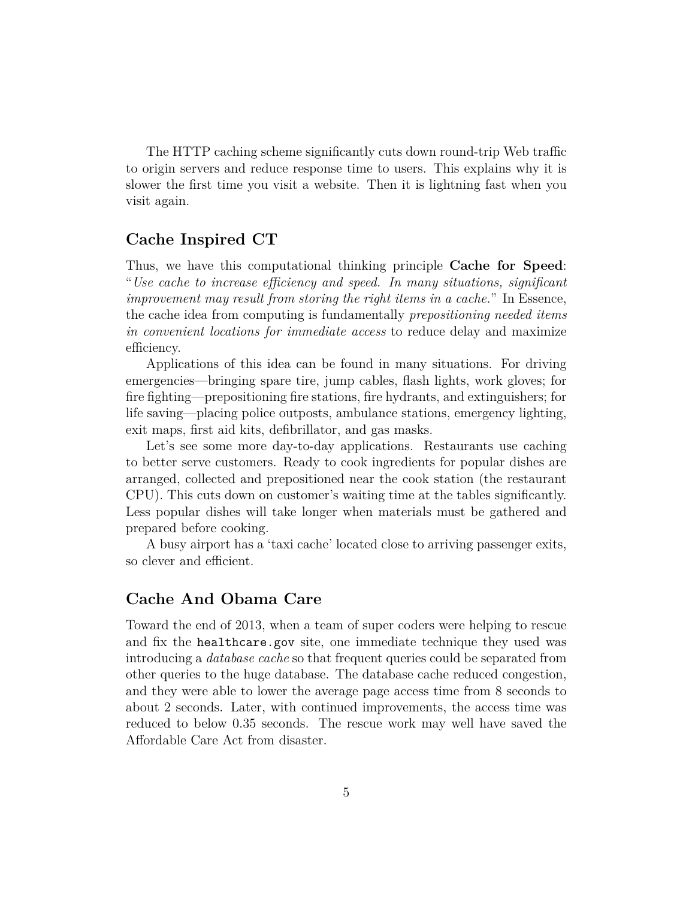The HTTP caching scheme significantly cuts down round-trip Web traffic to origin servers and reduce response time to users. This explains why it is slower the first time you visit a website. Then it is lightning fast when you visit again.

## Cache Inspired CT

Thus, we have this computational thinking principle **Cache for Speed**: "*Use cache to increase efficiency and speed. In many situations, significant improvement may result from storing the right items in a cache.*" In Essence, the cache idea from computing is fundamentally *prepositioning needed items in convenient locations for immediate access* to reduce delay and maximize efficiency.

Applications of this idea can be found in many situations. For driving emergencies—bringing spare tire, jump cables, flash lights, work gloves; for fire fighting—prepositioning fire stations, fire hydrants, and extinguishers; for life saving—placing police outposts, ambulance stations, emergency lighting, exit maps, first aid kits, defibrillator, and gas masks.

Let's see some more day-to-day applications. Restaurants use caching to better serve customers. Ready to cook ingredients for popular dishes are arranged, collected and prepositioned near the cook station (the restaurant CPU). This cuts down on customer's waiting time at the tables significantly. Less popular dishes will take longer when materials must be gathered and prepared before cooking.

A busy airport has a 'taxi cache' located close to arriving passenger exits, so clever and efficient.

## Cache And Obama Care

Toward the end of 2013, when a team of super coders were helping to rescue and fix the `healthcare.gov` site, one immediate technique they used was introducing a *database cache* so that frequent queries could be separated from other queries to the huge database. The database cache reduced congestion, and they were able to lower the average page access time from 8 seconds to about 2 seconds. Later, with continued improvements, the access time was reduced to below 0.35 seconds. The rescue work may well have saved the Affordable Care Act from disaster.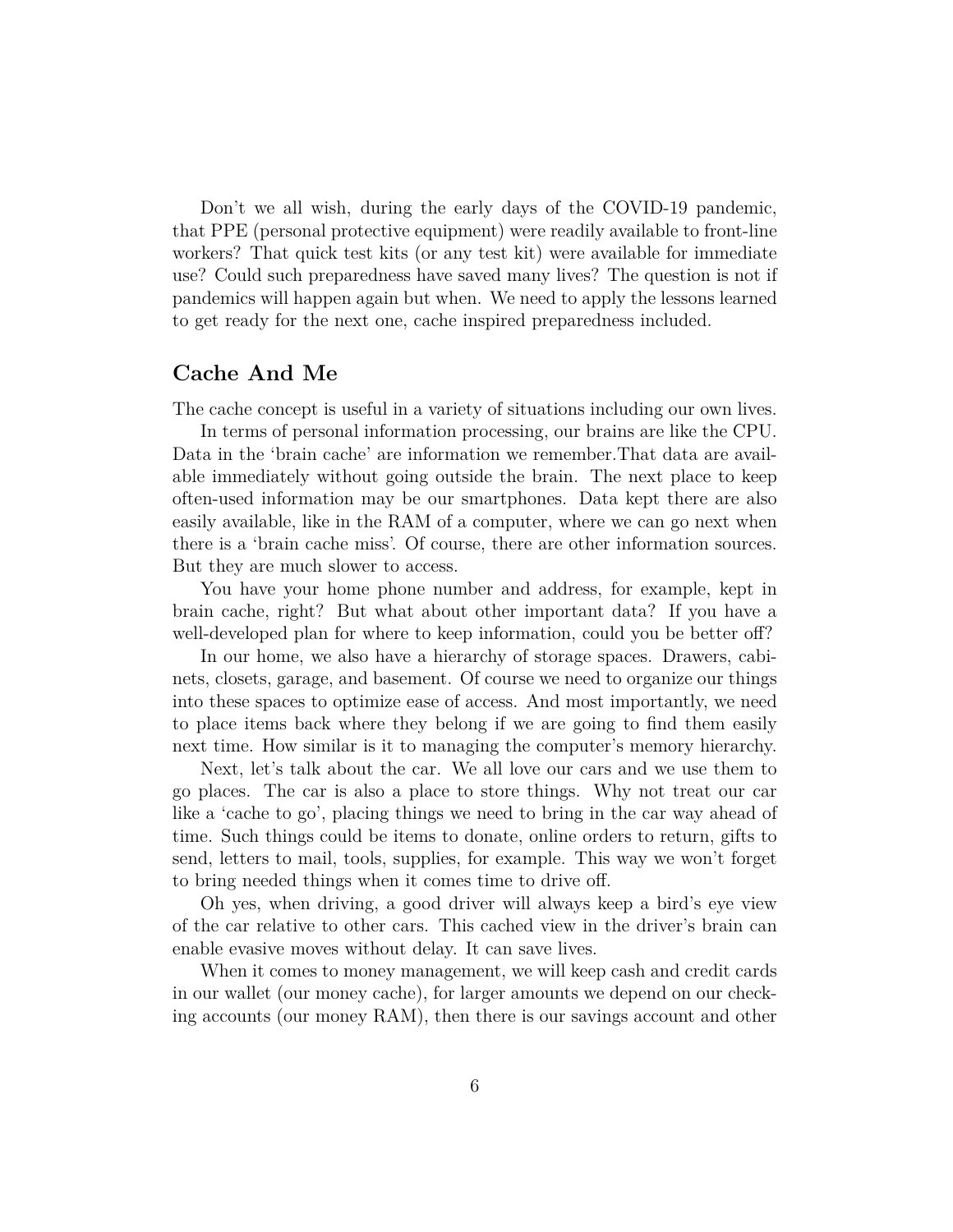Don't we all wish, during the early days of the COVID-19 pandemic, that PPE (personal protective equipment) were readily available to front-line workers? That quick test kits (or any test kit) were available for immediate use? Could such preparedness have saved many lives? The question is not if pandemics will happen again but when. We need to apply the lessons learned to get ready for the next one, cache inspired preparedness included.

## Cache And Me

The cache concept is useful in a variety of situations including our own lives.

In terms of personal information processing, our brains are like the CPU. Data in the 'brain cache' are information we remember.That data are available immediately without going outside the brain. The next place to keep often-used information may be our smartphones. Data kept there are also easily available, like in the RAM of a computer, where we can go next when there is a 'brain cache miss'. Of course, there are other information sources. But they are much slower to access.

You have your home phone number and address, for example, kept in brain cache, right? But what about other important data? If you have a well-developed plan for where to keep information, could you be better off?

In our home, we also have a hierarchy of storage spaces. Drawers, cabinets, closets, garage, and basement. Of course we need to organize our things into these spaces to optimize ease of access. And most importantly, we need to place items back where they belong if we are going to find them easily next time. How similar is it to managing the computer's memory hierarchy.

Next, let's talk about the car. We all love our cars and we use them to go places. The car is also a place to store things. Why not treat our car like a 'cache to go', placing things we need to bring in the car way ahead of time. Such things could be items to donate, online orders to return, gifts to send, letters to mail, tools, supplies, for example. This way we won't forget to bring needed things when it comes time to drive off.

Oh yes, when driving, a good driver will always keep a bird's eye view of the car relative to other cars. This cached view in the driver's brain can enable evasive moves without delay. It can save lives.

When it comes to money management, we will keep cash and credit cards in our wallet (our money cache), for larger amounts we depend on our checking accounts (our money RAM), then there is our savings account and other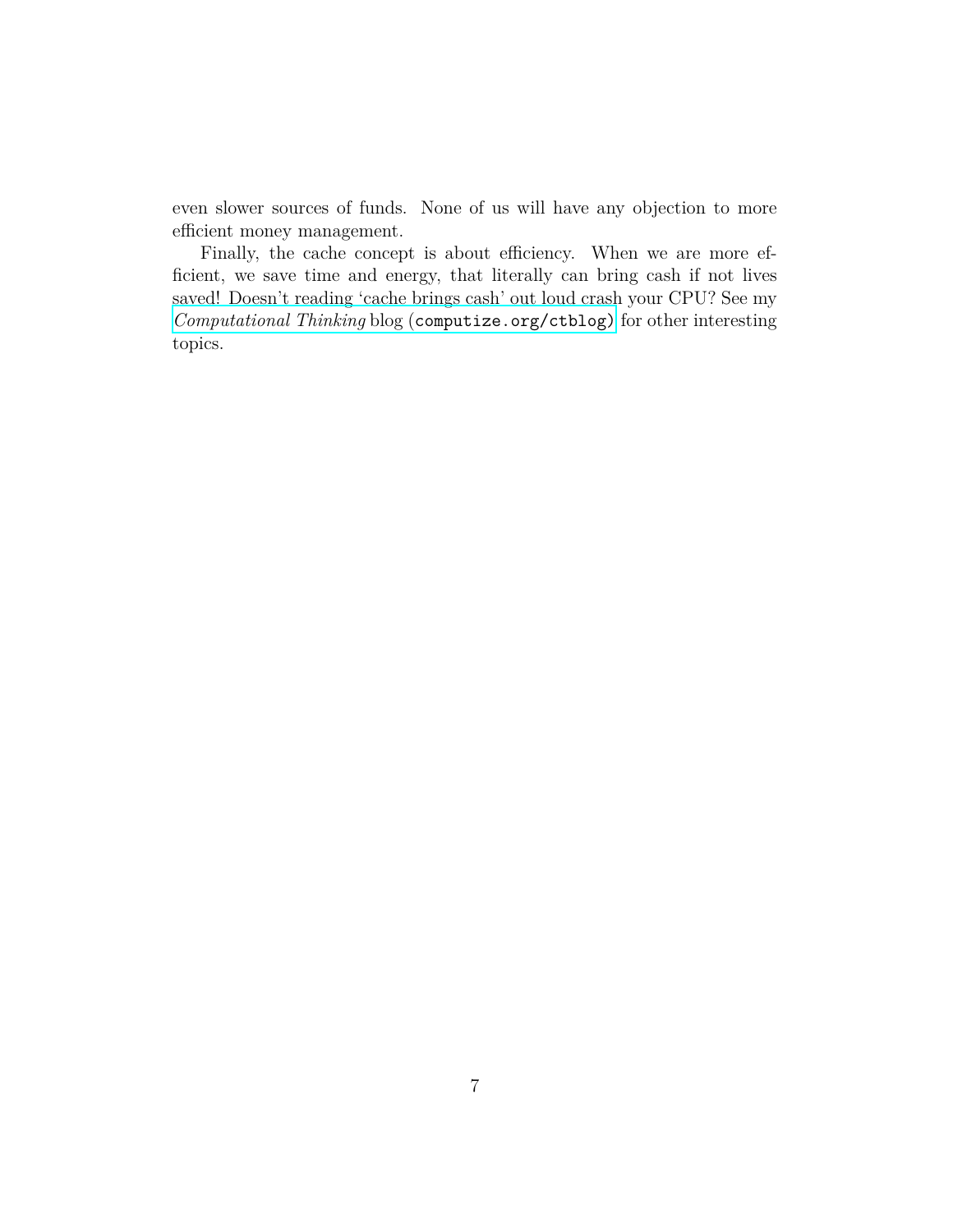even slower sources of funds. None of us will have any objection to more efficient money management.

Finally, the cache concept is about efficiency. When we are more efficient, we save time and energy, that literally can bring cash if not lives saved! Doesn't reading 'cache brings cash' out loud crash your CPU? See my *Computational Thinking* blog (`computize.org/ctblog`) for other interesting topics.